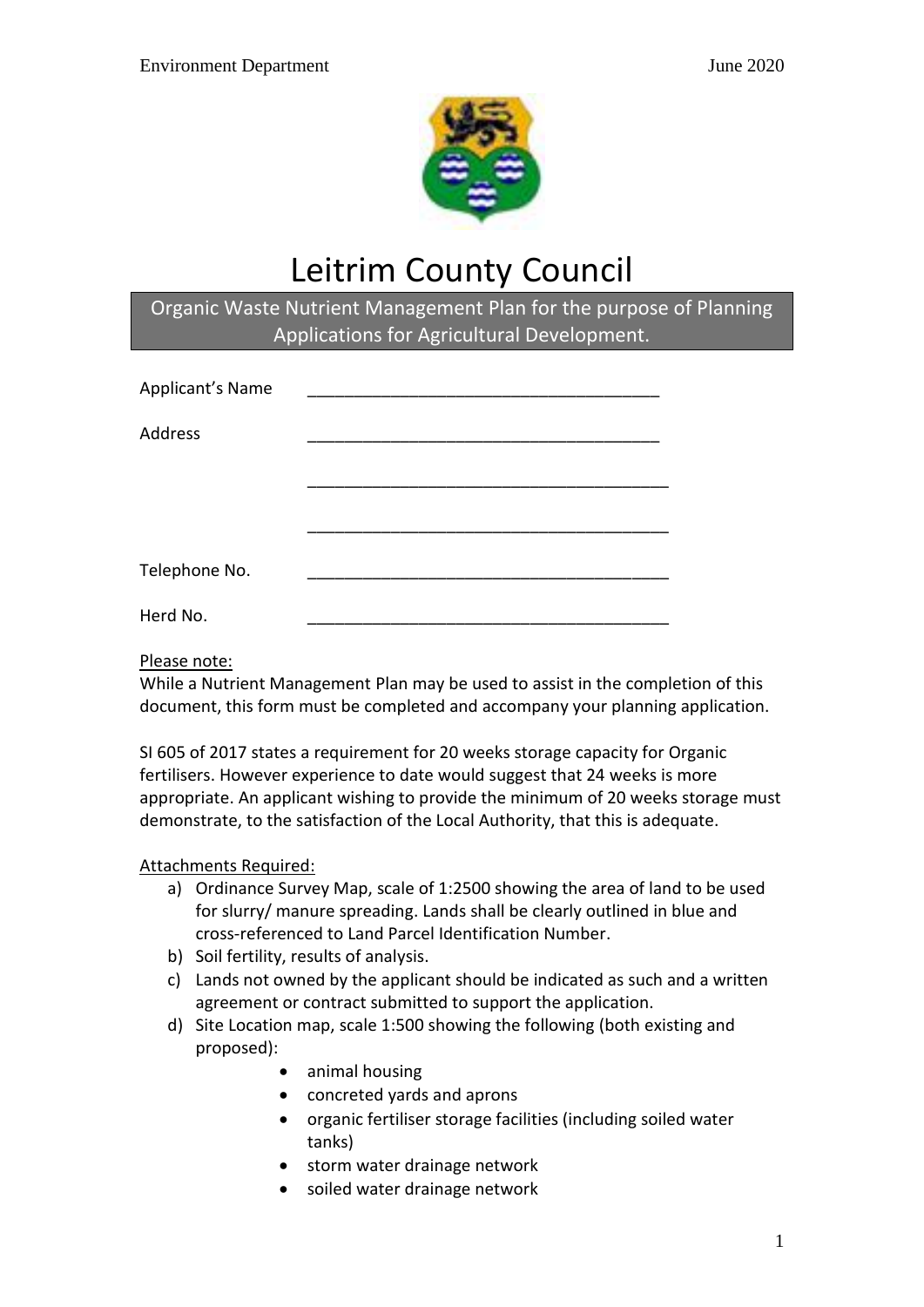# Leitrim County Council

## Organic Waste Nutrient Management Plan for the purpose of Planning Applications for Agricultural Development.

Applicant's Name ______________________________________

Address ______________________________________

______________________________________

______________________________________

Telephone No. ______________________________________

Herd No. ______________________________________

Please note:
While a Nutrient Management Plan may be used to assist in the completion of this document, this form must be completed and accompany your planning application.

SI 605 of 2017 states a requirement for 20 weeks storage capacity for Organic fertilisers. However experience to date would suggest that 24 weeks is more appropriate. An applicant wishing to provide the minimum of 20 weeks storage must demonstrate, to the satisfaction of the Local Authority, that this is adequate.

Attachments Required:

a) Ordinance Survey Map, scale of 1:2500 showing the area of land to be used for slurry/ manure spreading. Lands shall be clearly outlined in blue and cross-referenced to Land Parcel Identification Number.
b) Soil fertility, results of analysis.
c) Lands not owned by the applicant should be indicated as such and a written agreement or contract submitted to support the application.
d) Site Location map, scale 1:500 showing the following (both existing and proposed):
    - animal housing
    - concreted yards and aprons
    - organic fertiliser storage facilities (including soiled water tanks)
    - storm water drainage network
    - soiled water drainage network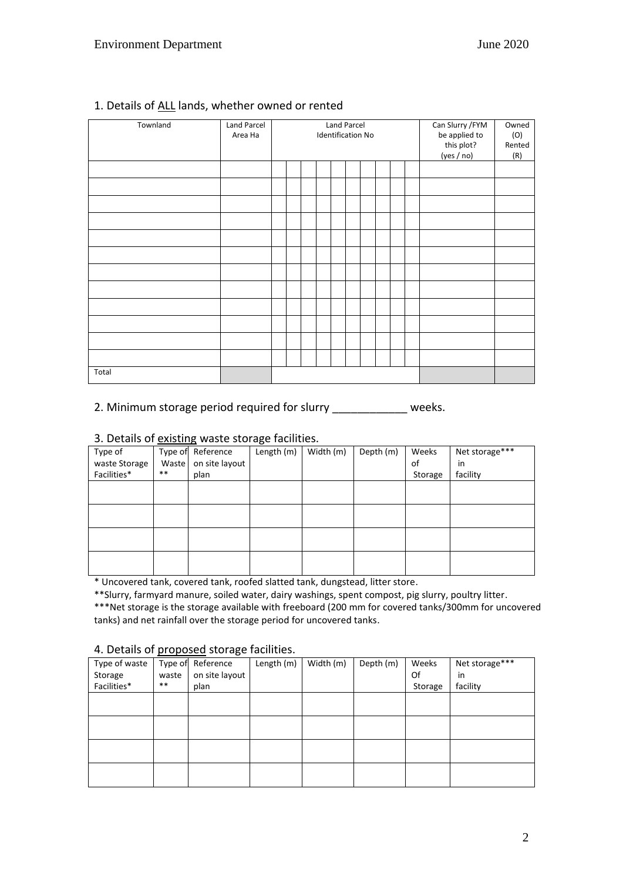## 1. Details of ALL lands, whether owned or rented

| Townland | Land Parcel Area Ha | Land Parcel Identification No | Can Slurry /FYM be applied to this plot? (yes / no) | Owned (O) Rented (R) |
|---|---|---|---|---|
| | | | | |
| | | | | |
| | | | | |
| | | | | |
| | | | | |
| | | | | |
| | | | | |
| | | | | |
| | | | | |
| | | | | |
| | | | | |
| | | | | |
| Total | | | | |

## 2. Minimum storage period required for slurry ____________ weeks.

## 3. Details of existing waste storage facilities.

| Type of waste Storage Facilities* | Type of Waste ** | Reference on site layout plan | Length (m) | Width (m) | Depth (m) | Weeks of Storage | Net storage*** in facility |
|---|---|---|---|---|---|---|---|
| | | | | | | | |
| | | | | | | | |
| | | | | | | | |
| | | | | | | | |

* Uncovered tank, covered tank, roofed slatted tank, dungstead, litter store.

**Slurry, farmyard manure, soiled water, dairy washings, spent compost, pig slurry, poultry litter.

***Net storage is the storage available with freeboard (200 mm for covered tanks/300mm for uncovered tanks) and net rainfall over the storage period for uncovered tanks.

## 4. Details of proposed storage facilities.

| Type of waste Storage Facilities* | Type of waste ** | Reference on site layout plan | Length (m) | Width (m) | Depth (m) | Weeks Of Storage | Net storage*** in facility |
|---|---|---|---|---|---|---|---|
| | | | | | | | |
| | | | | | | | |
| | | | | | | | |
| | | | | | | | |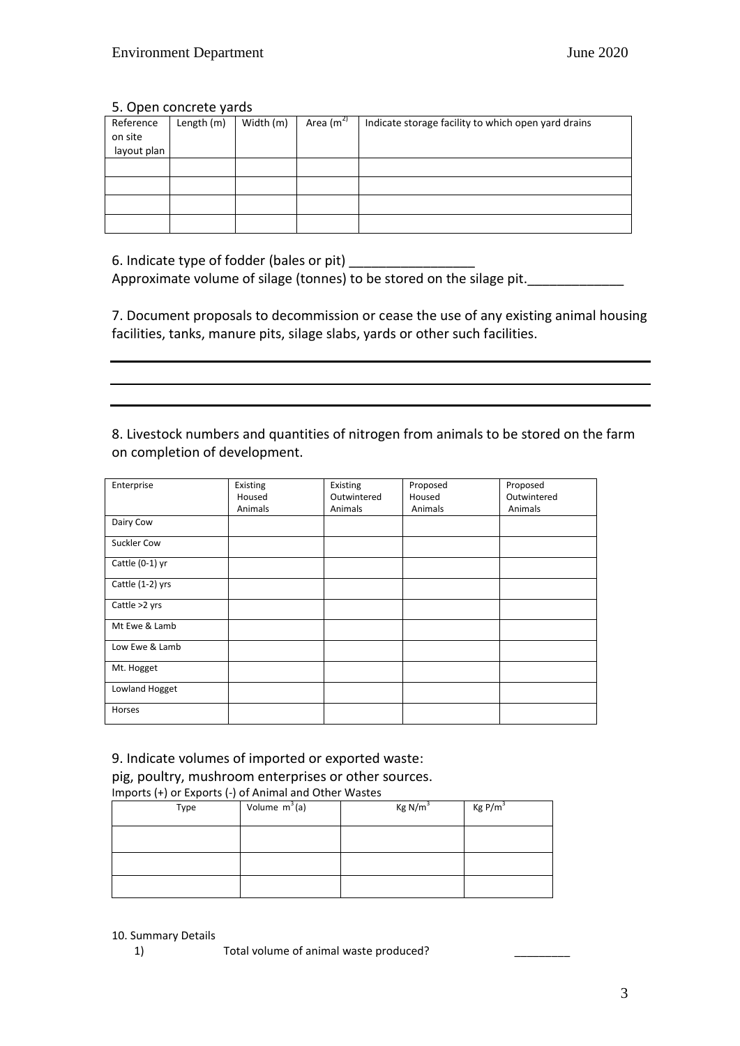5. Open concrete yards

| Reference on site layout plan | Length (m) | Width (m) | Area ($m^2$) | Indicate storage facility to which open yard drains |
|---|---|---|---|---|
| | | | | |
| | | | | |
| | | | | |
| | | | | |

6. Indicate type of fodder (bales or pit) _________________

Approximate volume of silage (tonnes) to be stored on the silage pit._____________

7. Document proposals to decommission or cease the use of any existing animal housing facilities, tanks, manure pits, silage slabs, yards or other such facilities.

8. Livestock numbers and quantities of nitrogen from animals to be stored on the farm on completion of development.

| Enterprise | Existing Housed Animals | Existing Outwintered Animals | Proposed Housed Animals | Proposed Outwintered Animals |
|---|---|---|---|---|
| Dairy Cow | | | | |
| Suckler Cow | | | | |
| Cattle (0-1) yr | | | | |
| Cattle (1-2) yrs | | | | |
| Cattle >2 yrs | | | | |
| Mt Ewe & Lamb | | | | |
| Low Ewe & Lamb | | | | |
| Mt. Hogget | | | | |
| Lowland Hogget | | | | |
| Horses | | | | |

9. Indicate volumes of imported or exported waste:
pig, poultry, mushroom enterprises or other sources.

Imports (+) or Exports (-) of Animal and Other Wastes

| Type | Volume $m^3$ (a) | Kg $N/m^3$ | Kg $P/m^3$ |
|---|---|---|---|
| | | | |
| | | | |
| | | | |

10. Summary Details

1) Total volume of animal waste produced? _________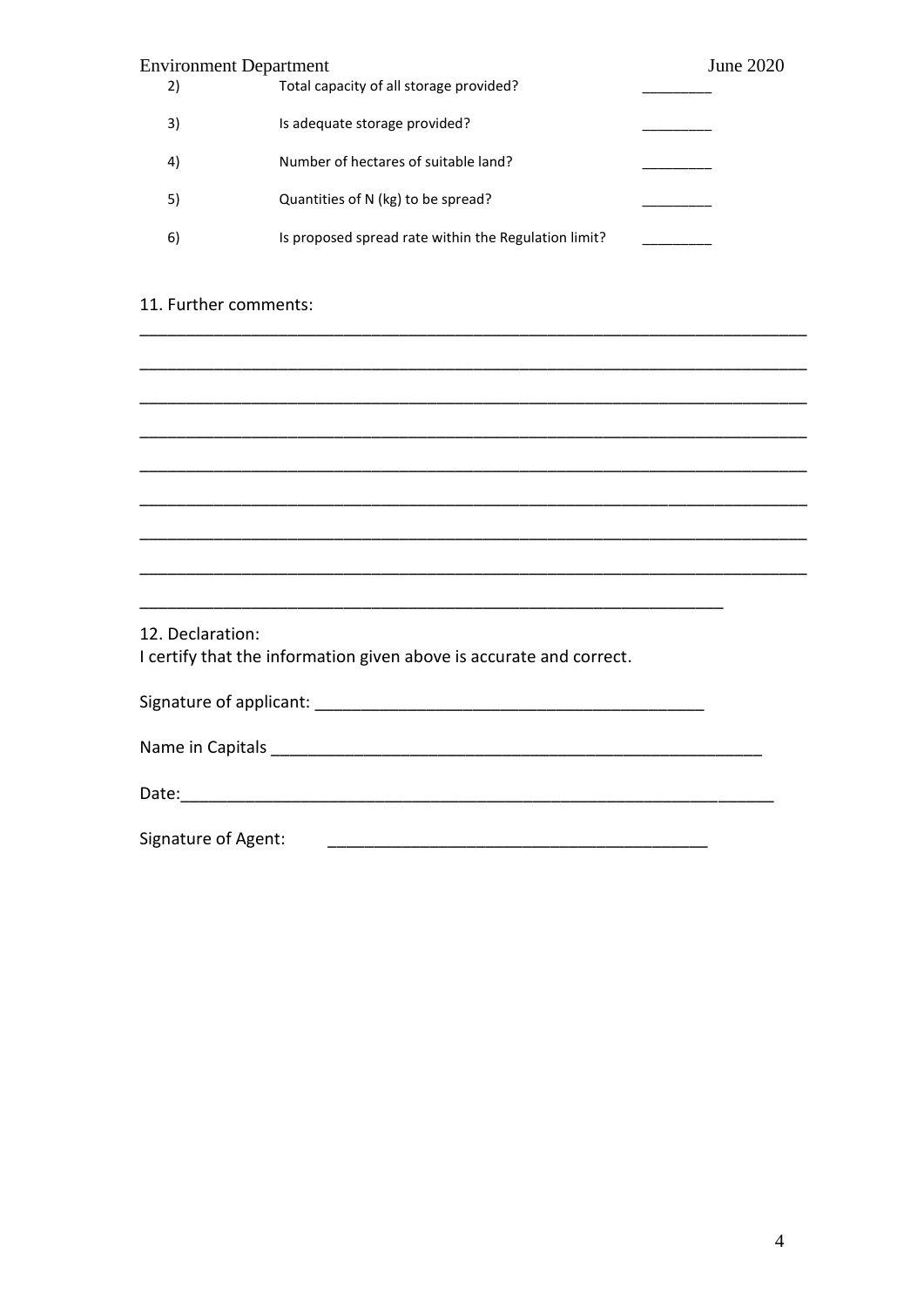2) Total capacity of all storage provided? _________

3) Is adequate storage provided? _________

4) Number of hectares of suitable land? _________

5) Quantities of N (kg) to be spread? _________

6) Is proposed spread rate within the Regulation limit? _________

11. Further comments:

______________________________________________________________________________

______________________________________________________________________________

______________________________________________________________________________

______________________________________________________________________________

______________________________________________________________________________

______________________________________________________________________________

______________________________________________________________________________

______________________________________________________________________________

____________________________________________________________________

12. Declaration:
I certify that the information given above is accurate and correct.

Signature of applicant: ____________________________________________

Name in Capitals _______________________________________________________

Date:_____________________________________________________________________

Signature of Agent: __________________________________________